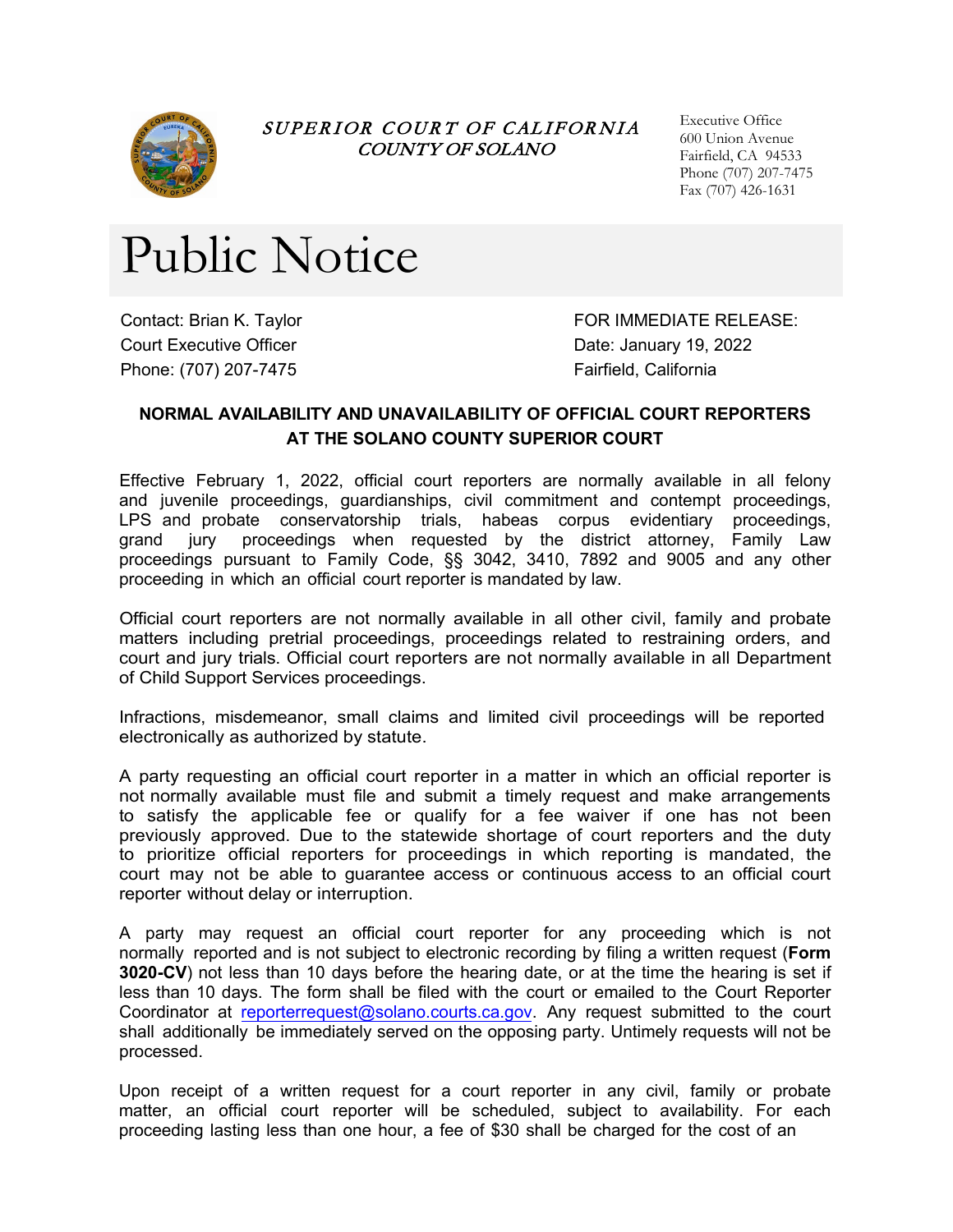*SUPERIOR COURT OF CALIFORNIA*
*COUNTY OF SOLANO*

Executive Office
600 Union Avenue
Fairfield, CA 94533
Phone (707) 207-7475
Fax (707) 426-1631

# Public Notice

Contact: Brian K. Taylor
Court Executive Officer
Phone: (707) 207-7475

FOR IMMEDIATE RELEASE:
Date: January 19, 2022
Fairfield, California

**NORMAL AVAILABILITY AND UNAVAILABILITY OF OFFICIAL COURT REPORTERS AT THE SOLANO COUNTY SUPERIOR COURT**

Effective February 1, 2022, official court reporters are normally available in all felony and juvenile proceedings, guardianships, civil commitment and contempt proceedings, LPS and probate conservatorship trials, habeas corpus evidentiary proceedings, grand jury proceedings when requested by the district attorney, Family Law proceedings pursuant to Family Code, §§ 3042, 3410, 7892 and 9005 and any other proceeding in which an official court reporter is mandated by law.

Official court reporters are not normally available in all other civil, family and probate matters including pretrial proceedings, proceedings related to restraining orders, and court and jury trials. Official court reporters are not normally available in all Department of Child Support Services proceedings.

Infractions, misdemeanor, small claims and limited civil proceedings will be reported electronically as authorized by statute.

A party requesting an official court reporter in a matter in which an official reporter is not normally available must file and submit a timely request and make arrangements to satisfy the applicable fee or qualify for a fee waiver if one has not been previously approved. Due to the statewide shortage of court reporters and the duty to prioritize official reporters for proceedings in which reporting is mandated, the court may not be able to guarantee access or continuous access to an official court reporter without delay or interruption.

A party may request an official court reporter for any proceeding which is not normally reported and is not subject to electronic recording by filing a written request (**Form 3020-CV**) not less than 10 days before the hearing date, or at the time the hearing is set if less than 10 days. The form shall be filed with the court or emailed to the Court Reporter Coordinator at reporterrequest@solano.courts.ca.gov. Any request submitted to the court shall additionally be immediately served on the opposing party. Untimely requests will not be processed.

Upon receipt of a written request for a court reporter in any civil, family or probate matter, an official court reporter will be scheduled, subject to availability. For each proceeding lasting less than one hour, a fee of $30 shall be charged for the cost of an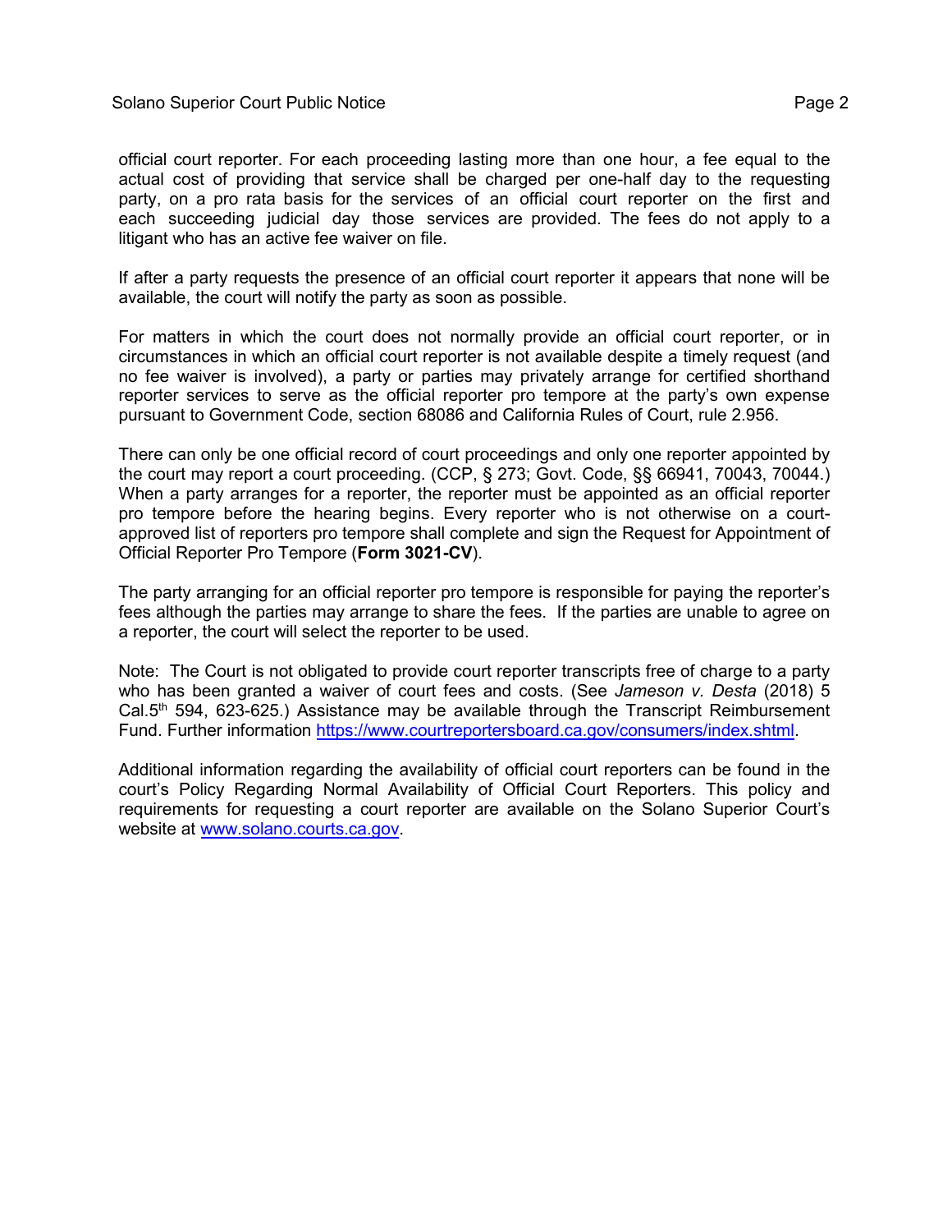official court reporter. For each proceeding lasting more than one hour, a fee equal to the actual cost of providing that service shall be charged per one-half day to the requesting party, on a pro rata basis for the services of an official court reporter on the first and each succeeding judicial day those services are provided. The fees do not apply to a litigant who has an active fee waiver on file.

If after a party requests the presence of an official court reporter it appears that none will be available, the court will notify the party as soon as possible.

For matters in which the court does not normally provide an official court reporter, or in circumstances in which an official court reporter is not available despite a timely request (and no fee waiver is involved), a party or parties may privately arrange for certified shorthand reporter services to serve as the official reporter pro tempore at the party's own expense pursuant to Government Code, section 68086 and California Rules of Court, rule 2.956.

There can only be one official record of court proceedings and only one reporter appointed by the court may report a court proceeding. (CCP, § 273; Govt. Code, §§ 66941, 70043, 70044.) When a party arranges for a reporter, the reporter must be appointed as an official reporter pro tempore before the hearing begins. Every reporter who is not otherwise on a court-approved list of reporters pro tempore shall complete and sign the Request for Appointment of Official Reporter Pro Tempore (**Form 3021-CV**).

The party arranging for an official reporter pro tempore is responsible for paying the reporter's fees although the parties may arrange to share the fees. If the parties are unable to agree on a reporter, the court will select the reporter to be used.

Note: The Court is not obligated to provide court reporter transcripts free of charge to a party who has been granted a waiver of court fees and costs. (See *Jameson v. Desta* (2018) 5 Cal.5th 594, 623-625.) Assistance may be available through the Transcript Reimbursement Fund. Further information https://www.courtreportersboard.ca.gov/consumers/index.shtml.

Additional information regarding the availability of official court reporters can be found in the court's Policy Regarding Normal Availability of Official Court Reporters. This policy and requirements for requesting a court reporter are available on the Solano Superior Court's website at www.solano.courts.ca.gov.